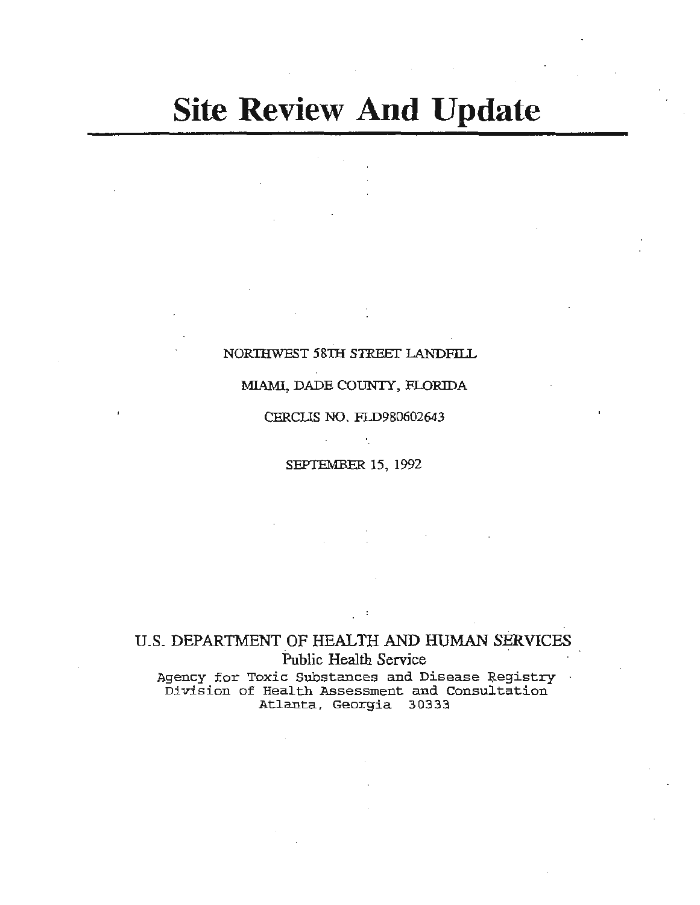# Site Review And Update

NORTHWEST 58TH STREET LANDFILL

MIAMI, DADE COUNTY, FLORIDA

CERCLIS NO. FLD980602643

SEPTEMBER 15, 1992

U.S. DEPARTMENT OF HEALTH AND HUMAN SERVICES
Public Health Service
Agency for Toxic Substances and Disease Registry
Division of Health Assessment and Consultation
Atlanta, Georgia 30333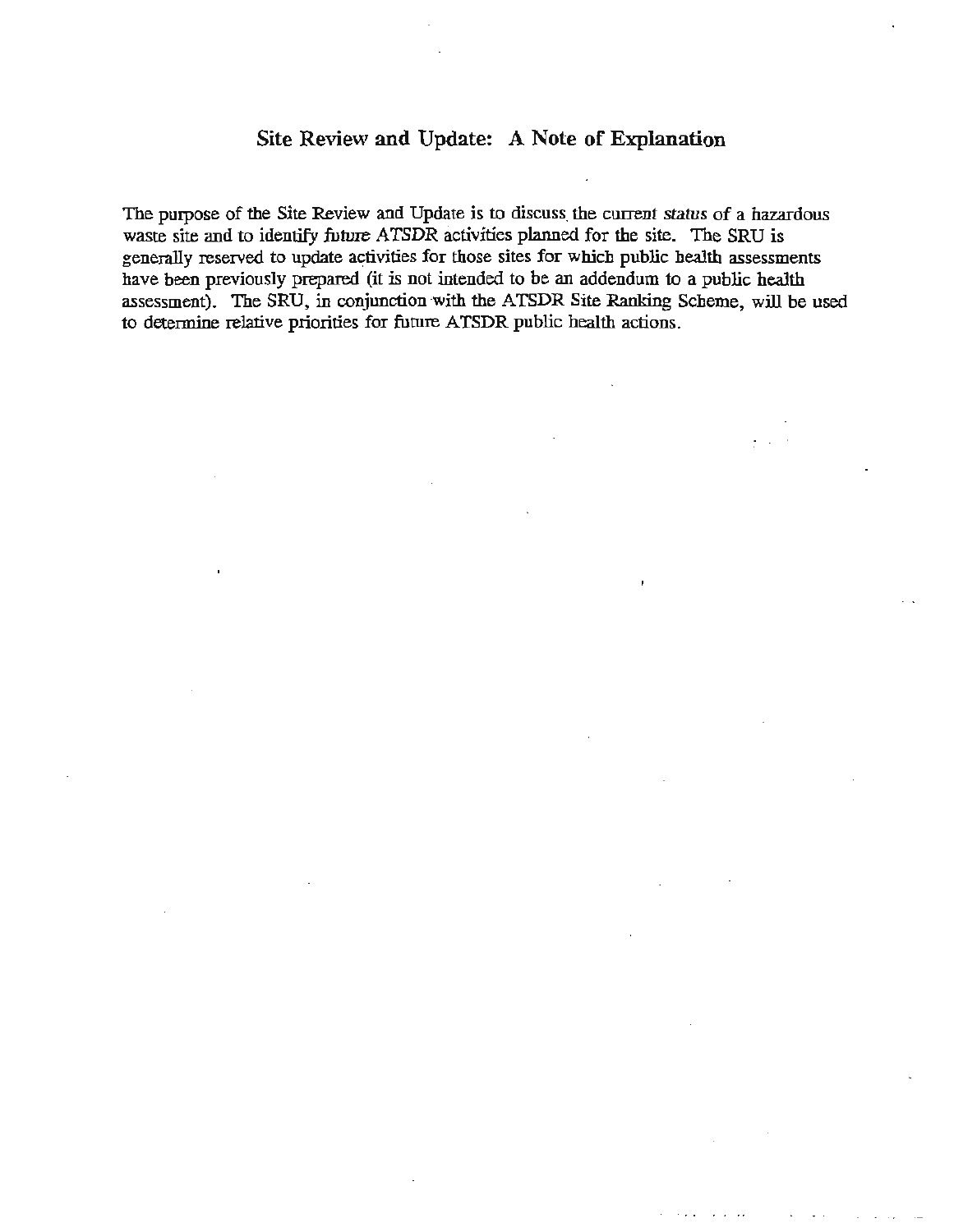## Site Review and Update: A Note of Explanation

The purpose of the Site Review and Update is to discuss the current *status* of a hazardous waste site and to identify *future* ATSDR activities planned for the site. The SRU is generally reserved to update activities for those sites for which public health assessments have been previously prepared (it is not intended to be an addendum to a public health assessment). The SRU, in conjunction with the ATSDR Site Ranking Scheme, will be used to determine relative priorities for future ATSDR public health actions.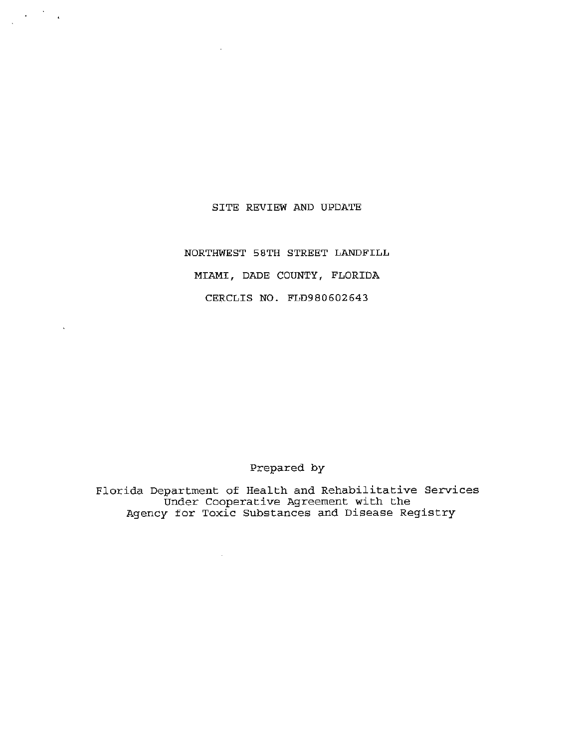# SITE REVIEW AND UPDATE

NORTHWEST 58TH STREET LANDFILL

MIAMI, DADE COUNTY, FLORIDA

CERCLIS NO. FLD980602643

Prepared by

Florida Department of Health and Rehabilitative Services
Under Cooperative Agreement with the
Agency for Toxic Substances and Disease Registry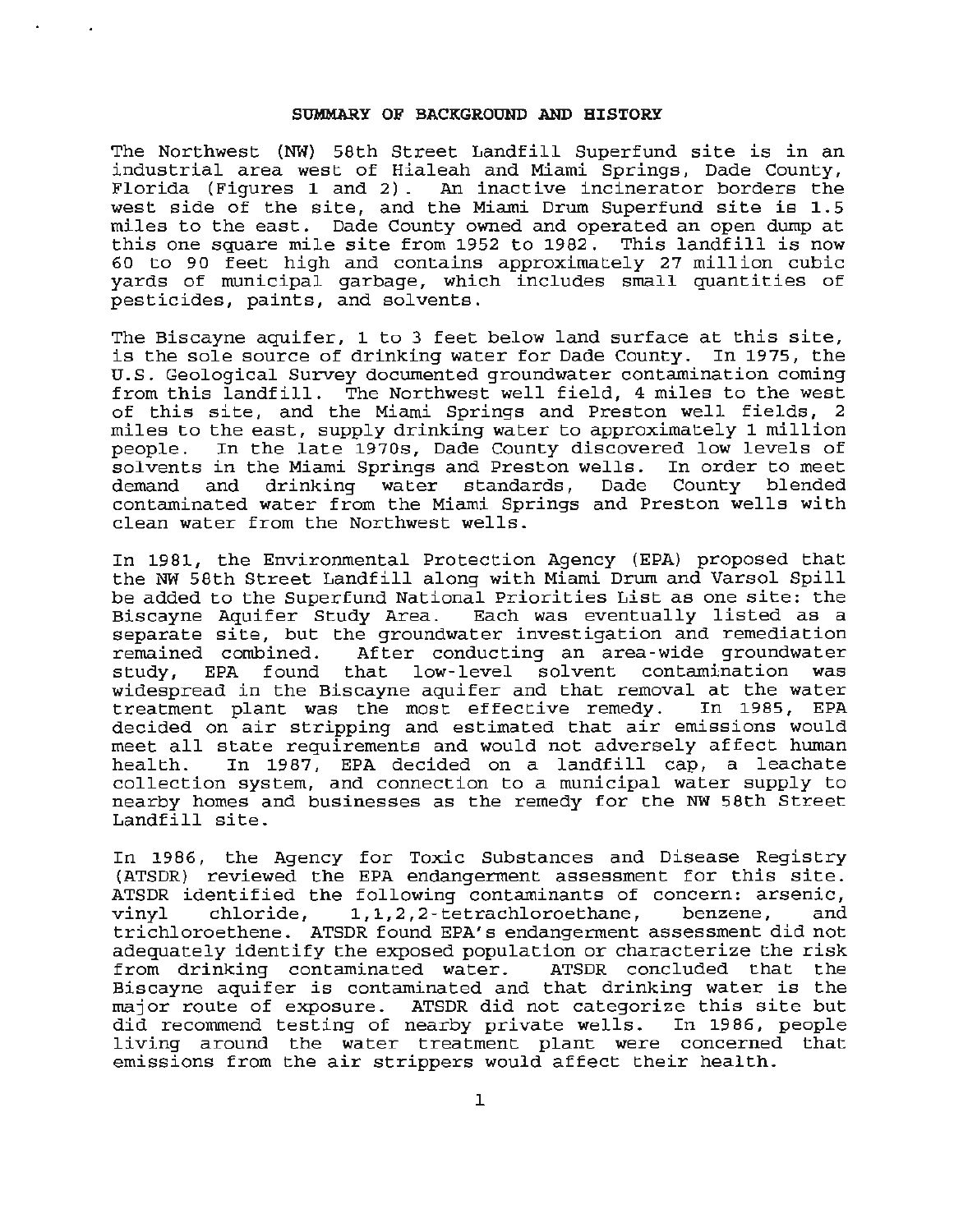## SUMMARY OF BACKGROUND AND HISTORY

The Northwest (NW) 58th Street Landfill Superfund site is in an industrial area west of Hialeah and Miami Springs, Dade County, Florida (Figures 1 and 2). An inactive incinerator borders the west side of the site, and the Miami Drum Superfund site is 1.5 miles to the east. Dade County owned and operated an open dump at this one square mile site from 1952 to 1982. This landfill is now 60 to 90 feet high and contains approximately 27 million cubic yards of municipal garbage, which includes small quantities of pesticides, paints, and solvents.

The Biscayne aquifer, 1 to 3 feet below land surface at this site, is the sole source of drinking water for Dade County. In 1975, the U.S. Geological Survey documented groundwater contamination coming from this landfill. The Northwest well field, 4 miles to the west of this site, and the Miami Springs and Preston well fields, 2 miles to the east, supply drinking water to approximately 1 million people. In the late 1970s, Dade County discovered low levels of solvents in the Miami Springs and Preston wells. In order to meet demand and drinking water standards, Dade County blended contaminated water from the Miami Springs and Preston wells with clean water from the Northwest wells.

In 1981, the Environmental Protection Agency (EPA) proposed that the NW 58th Street Landfill along with Miami Drum and Varsol Spill be added to the Superfund National Priorities List as one site: the Biscayne Aquifer Study Area. Each was eventually listed as a separate site, but the groundwater investigation and remediation remained combined. After conducting an area-wide groundwater study, EPA found that low-level solvent contamination was widespread in the Biscayne aquifer and that removal at the water treatment plant was the most effective remedy. In 1985, EPA decided on air stripping and estimated that air emissions would meet all state requirements and would not adversely affect human health. In 1987, EPA decided on a landfill cap, a leachate collection system, and connection to a municipal water supply to nearby homes and businesses as the remedy for the NW 58th Street Landfill site.

In 1986, the Agency for Toxic Substances and Disease Registry (ATSDR) reviewed the EPA endangerment assessment for this site. ATSDR identified the following contaminants of concern: arsenic, vinyl chloride, 1,1,2,2-tetrachloroethane, benzene, and trichloroethene. ATSDR found EPA's endangerment assessment did not adequately identify the exposed population or characterize the risk from drinking contaminated water. ATSDR concluded that the Biscayne aquifer is contaminated and that drinking water is the major route of exposure. ATSDR did not categorize this site but did recommend testing of nearby private wells. In 1986, people living around the water treatment plant were concerned that emissions from the air strippers would affect their health.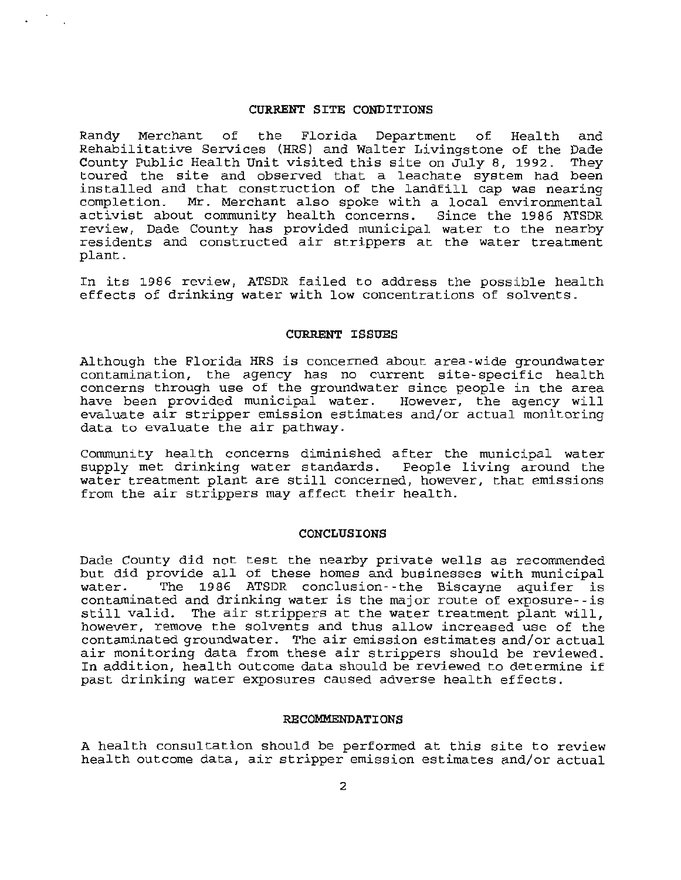## CURRENT SITE CONDITIONS

Randy Merchant of the Florida Department of Health and Rehabilitative Services (HRS) and Walter Livingstone of the Dade County Public Health Unit visited this site on July 8, 1992. They toured the site and observed that a leachate system had been installed and that construction of the landfill cap was nearing completion. Mr. Merchant also spoke with a local environmental activist about community health concerns. Since the 1986 ATSDR review, Dade County has provided municipal water to the nearby residents and constructed air strippers at the water treatment plant.

In its 1986 review, ATSDR failed to address the possible health effects of drinking water with low concentrations of solvents.

## CURRENT ISSUES

Although the Florida HRS is concerned about area-wide groundwater contamination, the agency has no current site-specific health concerns through use of the groundwater since people in the area have been provided municipal water. However, the agency will evaluate air stripper emission estimates and/or actual monitoring data to evaluate the air pathway.

Community health concerns diminished after the municipal water supply met drinking water standards. People living around the water treatment plant are still concerned, however, that emissions from the air strippers may affect their health.

## CONCLUSIONS

Dade County did not test the nearby private wells as recommended but did provide all of these homes and businesses with municipal water. The 1986 ATSDR conclusion--the Biscayne aquifer is contaminated and drinking water is the major route of exposure--is still valid. The air strippers at the water treatment plant will, however, remove the solvents and thus allow increased use of the contaminated groundwater. The air emission estimates and/or actual air monitoring data from these air strippers should be reviewed. In addition, health outcome data should be reviewed to determine if past drinking water exposures caused adverse health effects.

## RECOMMENDATIONS

A health consultation should be performed at this site to review health outcome data, air stripper emission estimates and/or actual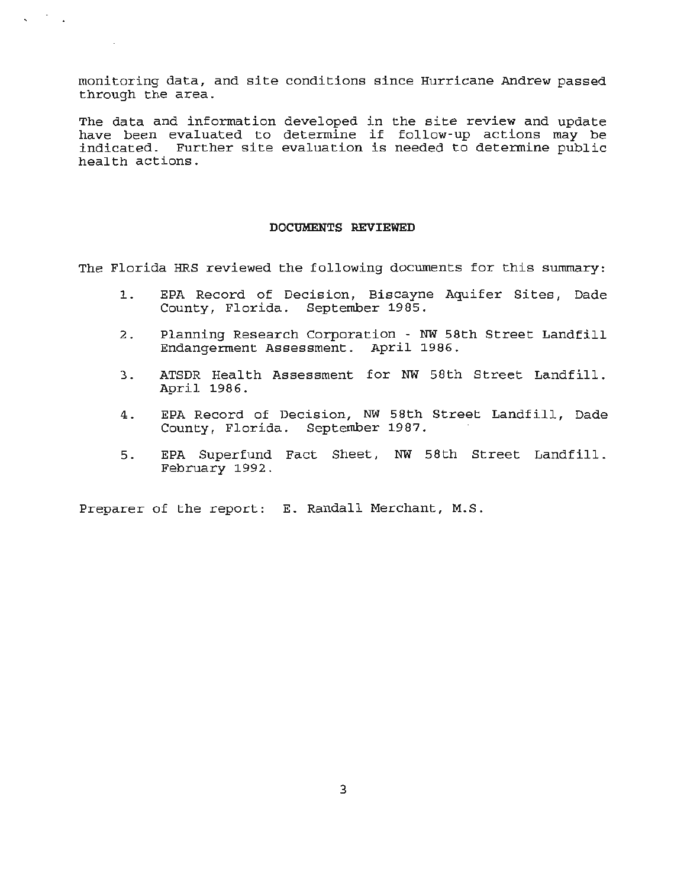monitoring data, and site conditions since Hurricane Andrew passed through the area.

The data and information developed in the site review and update have been evaluated to determine if follow-up actions may be indicated. Further site evaluation is needed to determine public health actions.

## DOCUMENTS REVIEWED

The Florida HRS reviewed the following documents for this summary:

1. EPA Record of Decision, Biscayne Aquifer Sites, Dade County, Florida. September 1985.

2. Planning Research Corporation - NW 58th Street Landfill Endangerment Assessment. April 1986.

3. ATSDR Health Assessment for NW 58th Street Landfill. April 1986.

4. EPA Record of Decision, NW 58th Street Landfill, Dade County, Florida. September 1987.

5. EPA Superfund Fact Sheet, NW 58th Street Landfill. February 1992.

Preparer of the report: E. Randall Merchant, M.S.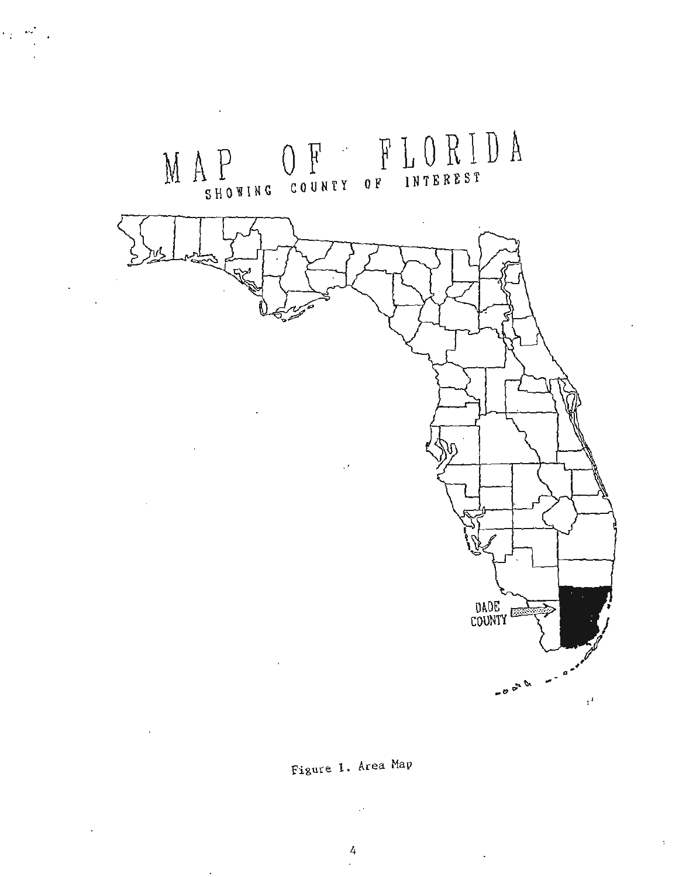# MAP OF FLORIDA

SHOWING COUNTY OF INTEREST

DADE COUNTY

Figure 1. Area Map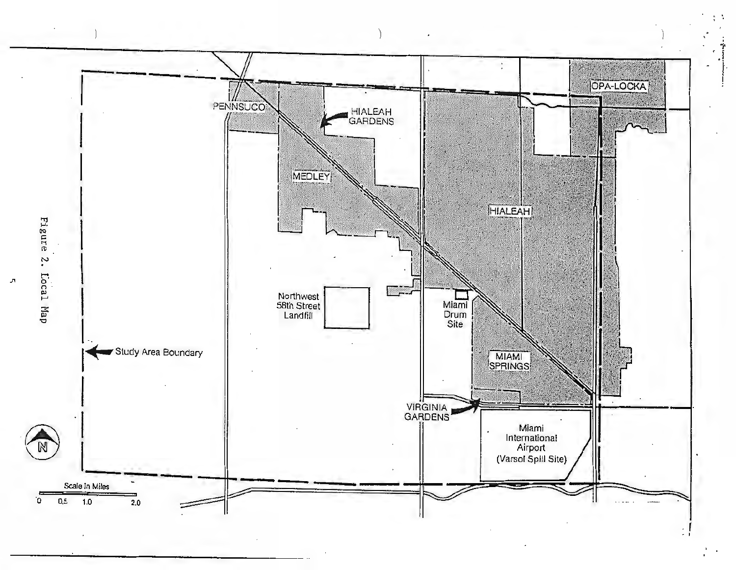PENNSUCO

HIALEAH GARDENS

MEDLEY

HIALEAH

OPA-LOCKA

Northwest 58th Street Landfill

Miami Drum Site

MIAMI SPRINGS

VIRGINIA GARDENS

Miami International Airport (Varsol Spill Site)

Study Area Boundary

N

Scale In Miles

0 0.5 1.0 2.0

Figure 2. Local Map